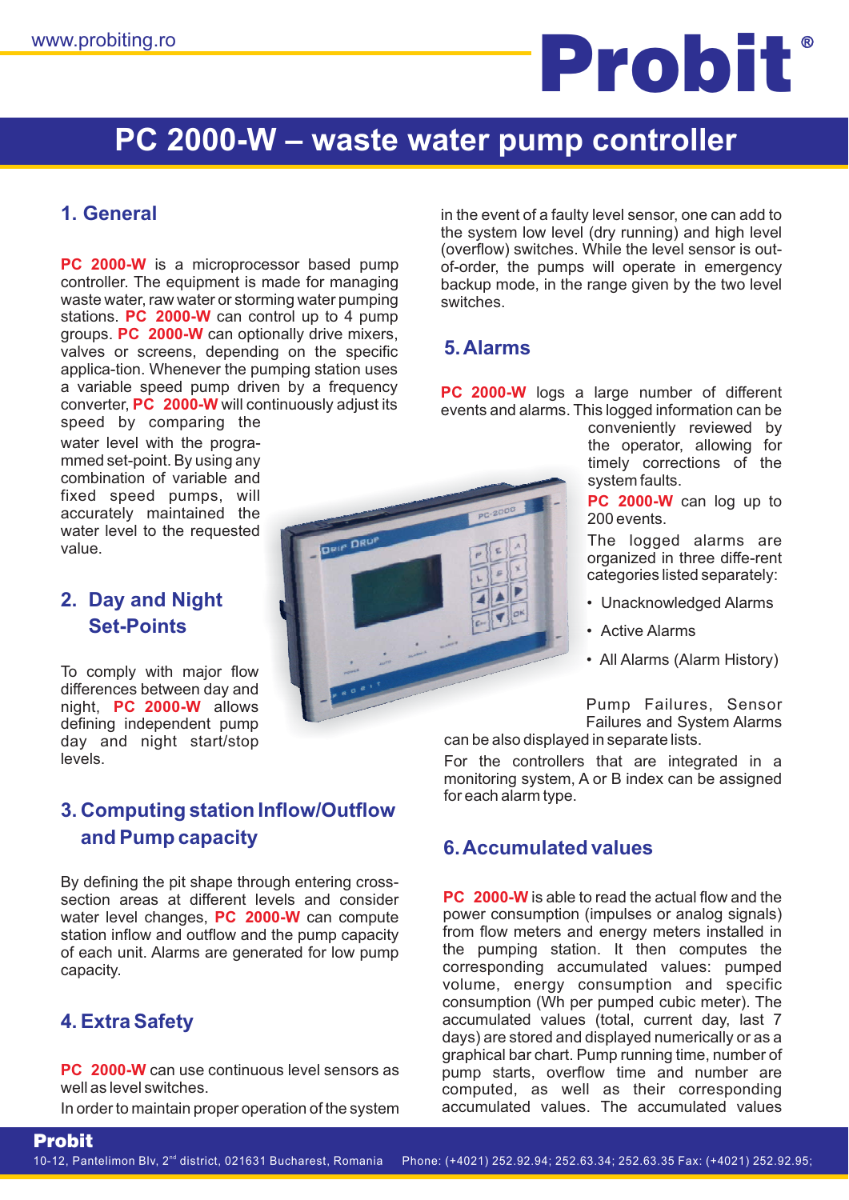www.probiting.ro

# PC 2000-W – waste water pump controller

## 1. General

**PC 2000-W** is a microprocessor based pump controller. The equipment is made for managing waste water, raw water or storming water pumping stations. **PC 2000-W** can control up to 4 pump groups. **PC 2000-W** can optionally drive mixers, valves or screens, depending on the specific applica-tion. Whenever the pumping station uses a variable speed pump driven by a frequency converter, **PC 2000-W** will continuously adjust its speed by comparing the water level with the progra-mmed set-point. By using any combination of variable and fixed speed pumps, will accurately maintained the water level to the requested value.

## 2. Day and Night Set-Points

To comply with major flow differences between day and night, **PC 2000-W** allows defining independent pump day and night start/stop levels.

## 3. Computing station Inflow/Outflow and Pump capacity

By defining the pit shape through entering cross-section areas at different levels and consider water level changes, **PC 2000-W** can compute station inflow and outflow and the pump capacity of each unit. Alarms are generated for low pump capacity.

## 4. Extra Safety

**PC 2000-W** can use continuous level sensors as well as level switches.

In order to maintain proper operation of the system in the event of a faulty level sensor, one can add to the system low level (dry running) and high level (overflow) switches. While the level sensor is out-of-order, the pumps will operate in emergency backup mode, in the range given by the two level switches.

## 5. Alarms

**PC 2000-W** logs a large number of different events and alarms. This logged information can be conveniently reviewed by the operator, allowing for timely corrections of the system faults.

**PC 2000-W** can log up to 200 events.

The logged alarms are organized in three diffe-rent categories listed separately:

- Unacknowledged Alarms
- Active Alarms
- All Alarms (Alarm History)

Pump Failures, Sensor Failures and System Alarms can be also displayed in separate lists.

For the controllers that are integrated in a monitoring system, A or B index can be assigned for each alarm type.

## 6. Accumulated values

**PC 2000-W** is able to read the actual flow and the power consumption (impulses or analog signals) from flow meters and energy meters installed in the pumping station. It then computes the corresponding accumulated values: pumped volume, energy consumption and specific consumption (Wh per pumped cubic meter). The accumulated values (total, current day, last 7 days) are stored and displayed numerically or as a graphical bar chart. Pump running time, number of pump starts, overflow time and number are computed, as well as their corresponding accumulated values. The accumulated values

**Probit**

10-12, Pantelimon Blv, 2nd district, 021631 Bucharest, Romania Phone: (+4021) 252.92.94; 252.63.34; 252.63.35 Fax: (+4021) 252.92.95;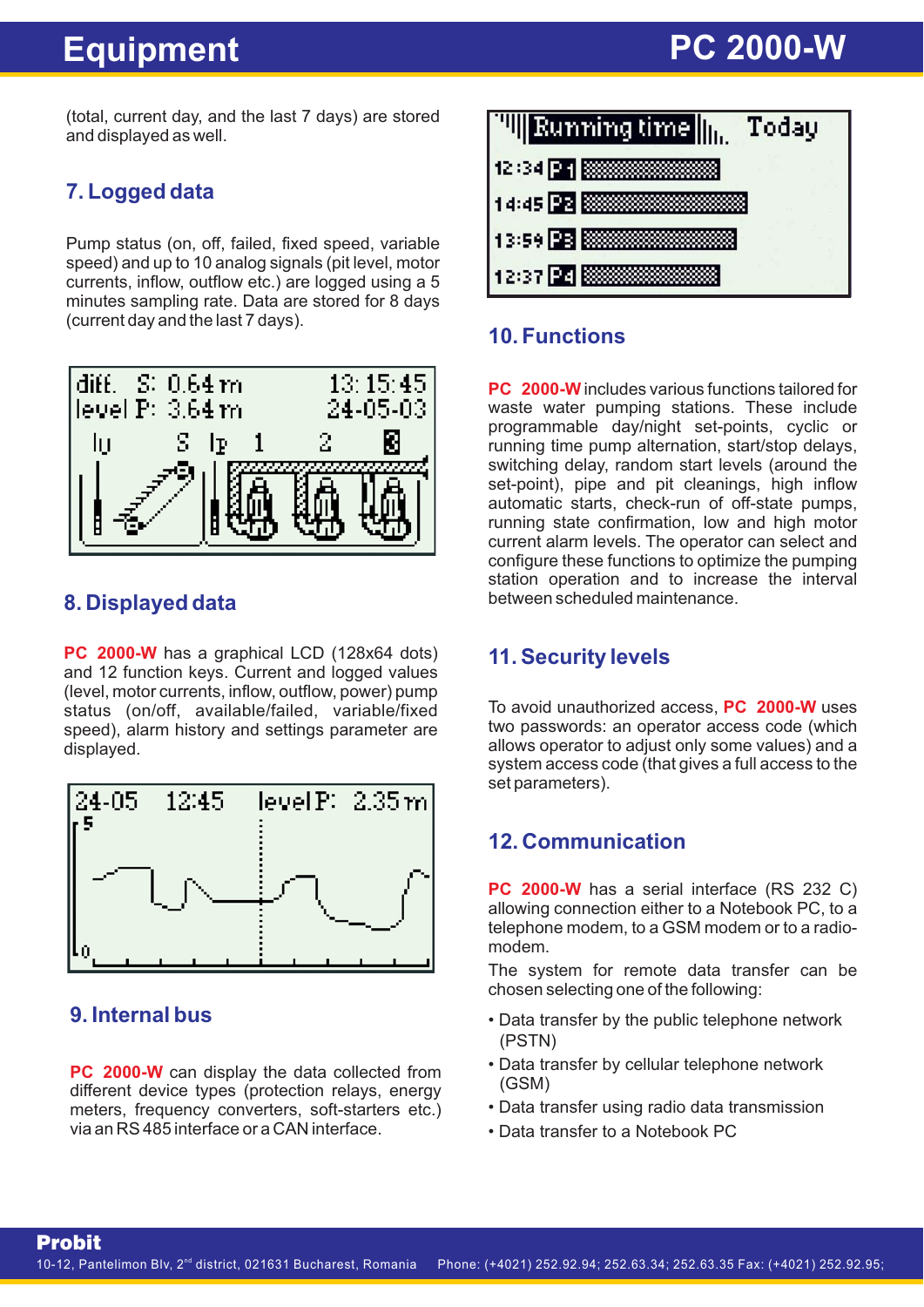(total, current day, and the last 7 days) are stored and displayed as well.

## 7. Logged data

Pump status (on, off, failed, fixed speed, variable speed) and up to 10 analog signals (pit level, motor currents, inflow, outflow etc.) are logged using a 5 minutes sampling rate. Data are stored for 8 days (current day and the last 7 days).

diff. S: 0.64 m 13:15:45
level P: 3.64 m 24-05-03
lu S lp 1 2 3

## 8. Displayed data

**PC 2000-W** has a graphical LCD (128x64 dots) and 12 function keys. Current and logged values (level, motor currents, inflow, outflow, power) pump status (on/off, available/failed, variable/fixed speed), alarm history and settings parameter are displayed.

24-05 12:45 level P: 2.35 m
5
0

## 9. Internal bus

**PC 2000-W** can display the data collected from different device types (protection relays, energy meters, frequency converters, soft-starters etc.) via an RS 485 interface or a CAN interface.

Running time Today
12:34 P1
14:45 P2
13:59 P3
12:37 P4

## 10. Functions

**PC 2000-W** includes various functions tailored for waste water pumping stations. These include programmable day/night set-points, cyclic or running time pump alternation, start/stop delays, switching delay, random start levels (around the set-point), pipe and pit cleanings, high inflow automatic starts, check-run of off-state pumps, running state confirmation, low and high motor current alarm levels. The operator can select and configure these functions to optimize the pumping station operation and to increase the interval between scheduled maintenance.

## 11. Security levels

To avoid unauthorized access, **PC 2000-W** uses two passwords: an operator access code (which allows operator to adjust only some values) and a system access code (that gives a full access to the set parameters).

## 12. Communication

**PC 2000-W** has a serial interface (RS 232 C) allowing connection either to a Notebook PC, to a telephone modem, to a GSM modem or to a radio-modem.

The system for remote data transfer can be chosen selecting one of the following:

- Data transfer by the public telephone network (PSTN)
- Data transfer by cellular telephone network (GSM)
- Data transfer using radio data transmission
- Data transfer to a Notebook PC

**Probit**

10-12, Pantelimon Blv, 2nd district, 021631 Bucharest, Romania Phone: (+4021) 252.92.94; 252.63.34; 252.63.35 Fax: (+4021) 252.92.95;